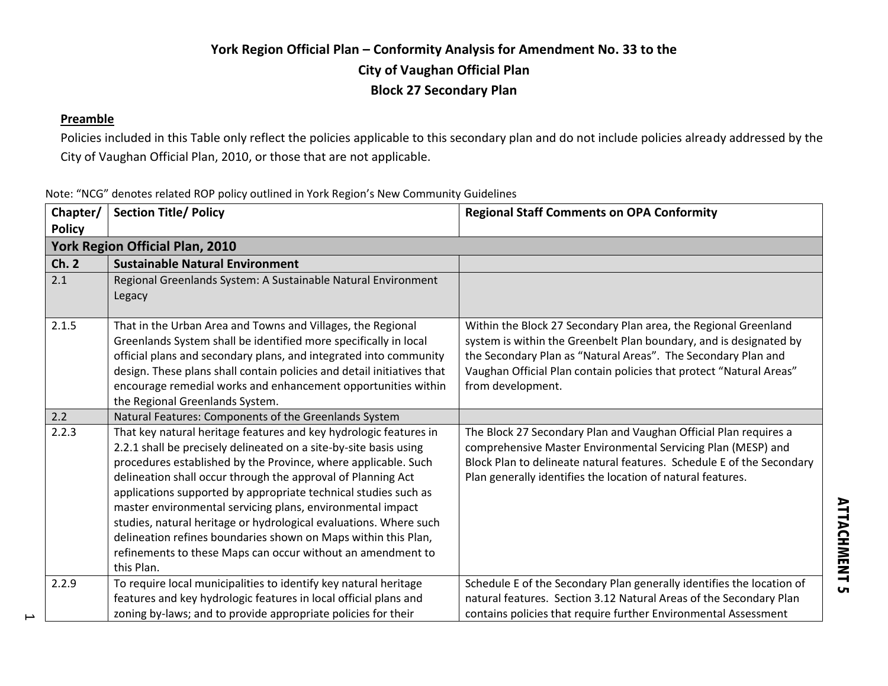# York Region Official Plan – Conformity Analysis for Amendment No. 33 to the City of Vaughan Official Plan Block 27 Secondary Plan

**Preamble**

Policies included in this Table only reflect the policies applicable to this secondary plan and do not include policies already addressed by the City of Vaughan Official Plan, 2010, or those that are not applicable.

Note: "NCG" denotes related ROP policy outlined in York Region's New Community Guidelines

| Chapter/ Policy | Section Title/ Policy | Regional Staff Comments on OPA Conformity |
|---|---|---|
| **York Region Official Plan, 2010** | | |
| **Ch. 2** | **Sustainable Natural Environment** | |
| 2.1 | Regional Greenlands System: A Sustainable Natural Environment Legacy | |
| 2.1.5 | That in the Urban Area and Towns and Villages, the Regional Greenlands System shall be identified more specifically in local official plans and secondary plans, and integrated into community design. These plans shall contain policies and detail initiatives that encourage remedial works and enhancement opportunities within the Regional Greenlands System. | Within the Block 27 Secondary Plan area, the Regional Greenland system is within the Greenbelt Plan boundary, and is designated by the Secondary Plan as "Natural Areas". The Secondary Plan and Vaughan Official Plan contain policies that protect "Natural Areas" from development. |
| 2.2 | Natural Features: Components of the Greenlands System | |
| 2.2.3 | That key natural heritage features and key hydrologic features in 2.2.1 shall be precisely delineated on a site-by-site basis using procedures established by the Province, where applicable. Such delineation shall occur through the approval of Planning Act applications supported by appropriate technical studies such as master environmental servicing plans, environmental impact studies, natural heritage or hydrological evaluations. Where such delineation refines boundaries shown on Maps within this Plan, refinements to these Maps can occur without an amendment to this Plan. | The Block 27 Secondary Plan and Vaughan Official Plan requires a comprehensive Master Environmental Servicing Plan (MESP) and Block Plan to delineate natural features. Schedule E of the Secondary Plan generally identifies the location of natural features. |
| 2.2.9 | To require local municipalities to identify key natural heritage features and key hydrologic features in local official plans and zoning by-laws; and to provide appropriate policies for their | Schedule E of the Secondary Plan generally identifies the location of natural features. Section 3.12 Natural Areas of the Secondary Plan contains policies that require further Environmental Assessment |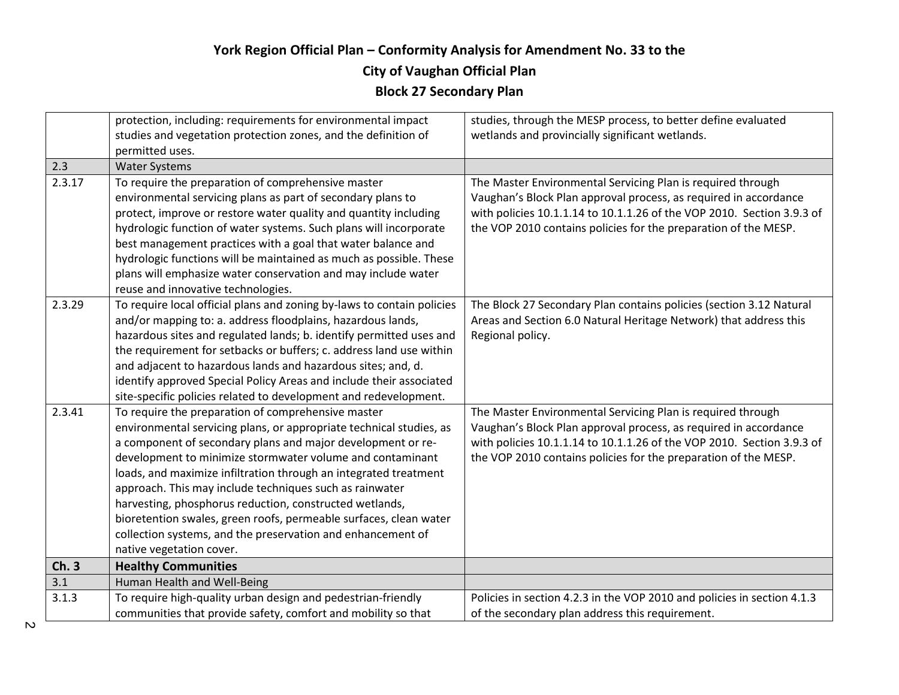# York Region Official Plan – Conformity Analysis for Amendment No. 33 to the City of Vaughan Official Plan Block 27 Secondary Plan

| | | |
|---|---|---|
| | protection, including: requirements for environmental impact studies and vegetation protection zones, and the definition of permitted uses. | studies, through the MESP process, to better define evaluated wetlands and provincially significant wetlands. |
| 2.3 | Water Systems | |
| 2.3.17 | To require the preparation of comprehensive master environmental servicing plans as part of secondary plans to protect, improve or restore water quality and quantity including hydrologic function of water systems. Such plans will incorporate best management practices with a goal that water balance and hydrologic functions will be maintained as much as possible. These plans will emphasize water conservation and may include water reuse and innovative technologies. | The Master Environmental Servicing Plan is required through Vaughan's Block Plan approval process, as required in accordance with policies 10.1.1.14 to 10.1.1.26 of the VOP 2010. Section 3.9.3 of the VOP 2010 contains policies for the preparation of the MESP. |
| 2.3.29 | To require local official plans and zoning by-laws to contain policies and/or mapping to: a. address floodplains, hazardous lands, hazardous sites and regulated lands; b. identify permitted uses and the requirement for setbacks or buffers; c. address land use within and adjacent to hazardous lands and hazardous sites; and, d. identify approved Special Policy Areas and include their associated site-specific policies related to development and redevelopment. | The Block 27 Secondary Plan contains policies (section 3.12 Natural Areas and Section 6.0 Natural Heritage Network) that address this Regional policy. |
| 2.3.41 | To require the preparation of comprehensive master environmental servicing plans, or appropriate technical studies, as a component of secondary plans and major development or re-development to minimize stormwater volume and contaminant loads, and maximize infiltration through an integrated treatment approach. This may include techniques such as rainwater harvesting, phosphorus reduction, constructed wetlands, bioretention swales, green roofs, permeable surfaces, clean water collection systems, and the preservation and enhancement of native vegetation cover. | The Master Environmental Servicing Plan is required through Vaughan's Block Plan approval process, as required in accordance with policies 10.1.1.14 to 10.1.1.26 of the VOP 2010. Section 3.9.3 of the VOP 2010 contains policies for the preparation of the MESP. |
| **Ch. 3** | **Healthy Communities** | |
| 3.1 | Human Health and Well-Being | |
| 3.1.3 | To require high-quality urban design and pedestrian-friendly communities that provide safety, comfort and mobility so that | Policies in section 4.2.3 in the VOP 2010 and policies in section 4.1.3 of the secondary plan address this requirement. |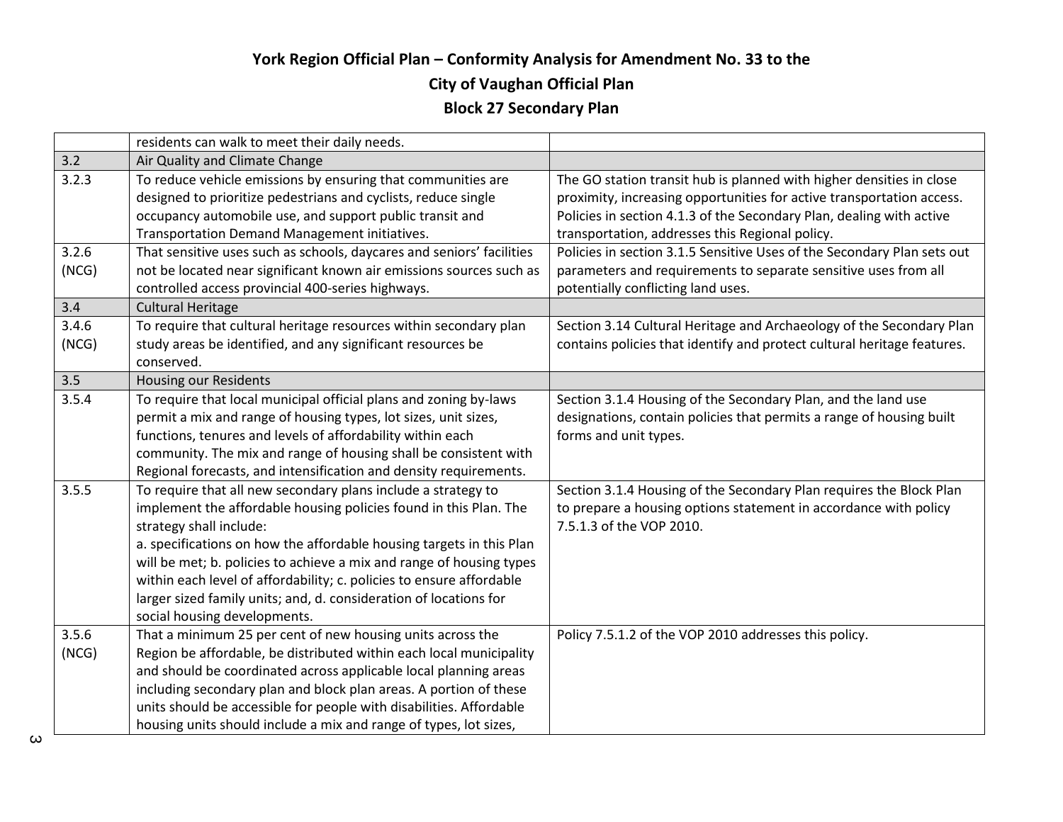# York Region Official Plan – Conformity Analysis for Amendment No. 33 to the City of Vaughan Official Plan

## Block 27 Secondary Plan

| | | |
|---|---|---|
| | residents can walk to meet their daily needs. | |
| 3.2 | Air Quality and Climate Change | |
| 3.2.3 | To reduce vehicle emissions by ensuring that communities are designed to prioritize pedestrians and cyclists, reduce single occupancy automobile use, and support public transit and Transportation Demand Management initiatives. | The GO station transit hub is planned with higher densities in close proximity, increasing opportunities for active transportation access. Policies in section 4.1.3 of the Secondary Plan, dealing with active transportation, addresses this Regional policy. |
| 3.2.6 (NCG) | That sensitive uses such as schools, daycares and seniors' facilities not be located near significant known air emissions sources such as controlled access provincial 400-series highways. | Policies in section 3.1.5 Sensitive Uses of the Secondary Plan sets out parameters and requirements to separate sensitive uses from all potentially conflicting land uses. |
| 3.4 | Cultural Heritage | |
| 3.4.6 (NCG) | To require that cultural heritage resources within secondary plan study areas be identified, and any significant resources be conserved. | Section 3.14 Cultural Heritage and Archaeology of the Secondary Plan contains policies that identify and protect cultural heritage features. |
| 3.5 | Housing our Residents | |
| 3.5.4 | To require that local municipal official plans and zoning by-laws permit a mix and range of housing types, lot sizes, unit sizes, functions, tenures and levels of affordability within each community. The mix and range of housing shall be consistent with Regional forecasts, and intensification and density requirements. | Section 3.1.4 Housing of the Secondary Plan, and the land use designations, contain policies that permits a range of housing built forms and unit types. |
| 3.5.5 | To require that all new secondary plans include a strategy to implement the affordable housing policies found in this Plan. The strategy shall include:<br>a. specifications on how the affordable housing targets in this Plan will be met; b. policies to achieve a mix and range of housing types within each level of affordability; c. policies to ensure affordable larger sized family units; and, d. consideration of locations for social housing developments. | Section 3.1.4 Housing of the Secondary Plan requires the Block Plan to prepare a housing options statement in accordance with policy 7.5.1.3 of the VOP 2010. |
| 3.5.6 (NCG) | That a minimum 25 per cent of new housing units across the Region be affordable, be distributed within each local municipality and should be coordinated across applicable local planning areas including secondary plan and block plan areas. A portion of these units should be accessible for people with disabilities. Affordable housing units should include a mix and range of types, lot sizes, | Policy 7.5.1.2 of the VOP 2010 addresses this policy. |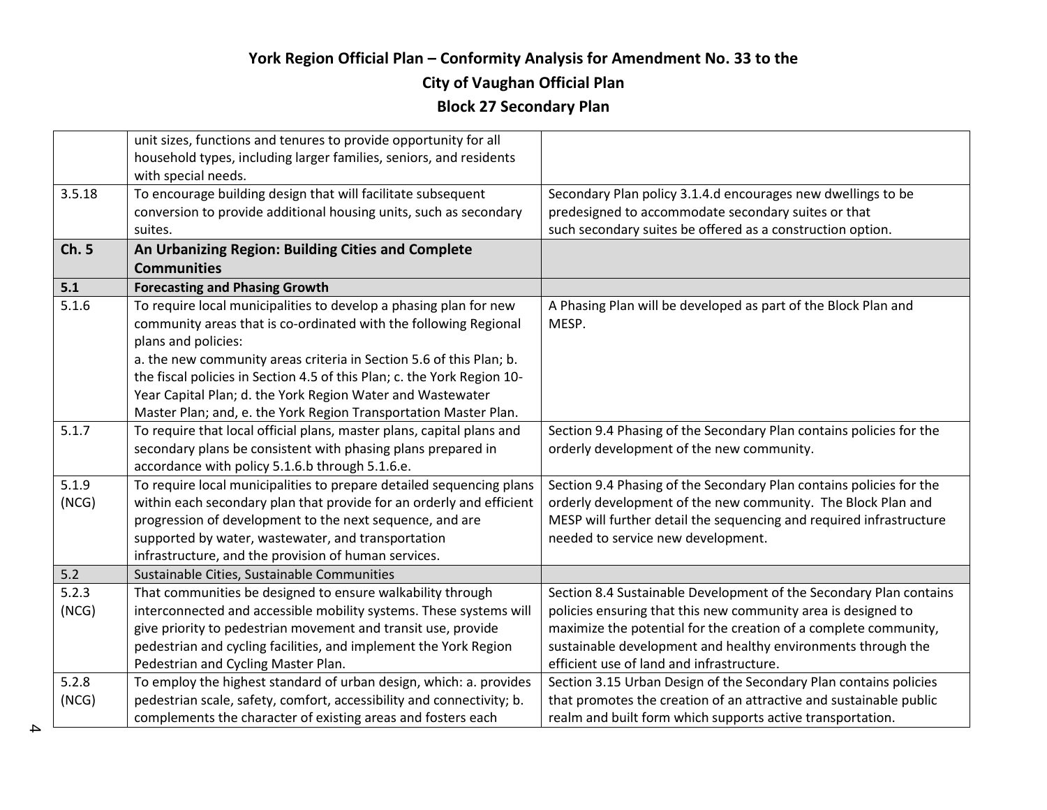# York Region Official Plan – Conformity Analysis for Amendment No. 33 to the City of Vaughan Official Plan

## Block 27 Secondary Plan

| | | |
|---|---|---|
| | unit sizes, functions and tenures to provide opportunity for all household types, including larger families, seniors, and residents with special needs. | |
| 3.5.18 | To encourage building design that will facilitate subsequent conversion to provide additional housing units, such as secondary suites. | Secondary Plan policy 3.1.4.d encourages new dwellings to be predesigned to accommodate secondary suites or that such secondary suites be offered as a construction option. |
| **Ch. 5** | **An Urbanizing Region: Building Cities and Complete Communities** | |
| **5.1** | **Forecasting and Phasing Growth** | |
| 5.1.6 | To require local municipalities to develop a phasing plan for new community areas that is co-ordinated with the following Regional plans and policies:<br>a. the new community areas criteria in Section 5.6 of this Plan; b. the fiscal policies in Section 4.5 of this Plan; c. the York Region 10-Year Capital Plan; d. the York Region Water and Wastewater Master Plan; and, e. the York Region Transportation Master Plan. | A Phasing Plan will be developed as part of the Block Plan and MESP. |
| 5.1.7 | To require that local official plans, master plans, capital plans and secondary plans be consistent with phasing plans prepared in accordance with policy 5.1.6.b through 5.1.6.e. | Section 9.4 Phasing of the Secondary Plan contains policies for the orderly development of the new community. |
| 5.1.9 (NCG) | To require local municipalities to prepare detailed sequencing plans within each secondary plan that provide for an orderly and efficient progression of development to the next sequence, and are supported by water, wastewater, and transportation infrastructure, and the provision of human services. | Section 9.4 Phasing of the Secondary Plan contains policies for the orderly development of the new community. The Block Plan and MESP will further detail the sequencing and required infrastructure needed to service new development. |
| 5.2 | Sustainable Cities, Sustainable Communities | |
| 5.2.3 (NCG) | That communities be designed to ensure walkability through interconnected and accessible mobility systems. These systems will give priority to pedestrian movement and transit use, provide pedestrian and cycling facilities, and implement the York Region Pedestrian and Cycling Master Plan. | Section 8.4 Sustainable Development of the Secondary Plan contains policies ensuring that this new community area is designed to maximize the potential for the creation of a complete community, sustainable development and healthy environments through the efficient use of land and infrastructure. |
| 5.2.8 (NCG) | To employ the highest standard of urban design, which: a. provides pedestrian scale, safety, comfort, accessibility and connectivity; b. complements the character of existing areas and fosters each | Section 3.15 Urban Design of the Secondary Plan contains policies that promotes the creation of an attractive and sustainable public realm and built form which supports active transportation. |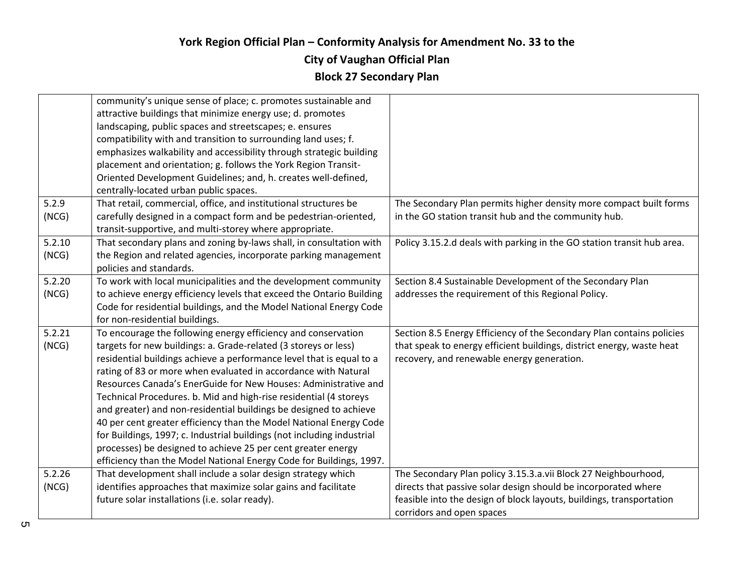| | | |
|---|---|---|
| | community's unique sense of place; c. promotes sustainable and attractive buildings that minimize energy use; d. promotes landscaping, public spaces and streetscapes; e. ensures compatibility with and transition to surrounding land uses; f. emphasizes walkability and accessibility through strategic building placement and orientation; g. follows the York Region Transit-Oriented Development Guidelines; and, h. creates well-defined, centrally-located urban public spaces. | |
| 5.2.9 (NCG) | That retail, commercial, office, and institutional structures be carefully designed in a compact form and be pedestrian-oriented, transit-supportive, and multi-storey where appropriate. | The Secondary Plan permits higher density more compact built forms in the GO station transit hub and the community hub. |
| 5.2.10 (NCG) | That secondary plans and zoning by-laws shall, in consultation with the Region and related agencies, incorporate parking management policies and standards. | Policy 3.15.2.d deals with parking in the GO station transit hub area. |
| 5.2.20 (NCG) | To work with local municipalities and the development community to achieve energy efficiency levels that exceed the Ontario Building Code for residential buildings, and the Model National Energy Code for non-residential buildings. | Section 8.4 Sustainable Development of the Secondary Plan addresses the requirement of this Regional Policy. |
| 5.2.21 (NCG) | To encourage the following energy efficiency and conservation targets for new buildings: a. Grade-related (3 storeys or less) residential buildings achieve a performance level that is equal to a rating of 83 or more when evaluated in accordance with Natural Resources Canada's EnerGuide for New Houses: Administrative and Technical Procedures. b. Mid and high-rise residential (4 storeys and greater) and non-residential buildings be designed to achieve 40 per cent greater efficiency than the Model National Energy Code for Buildings, 1997; c. Industrial buildings (not including industrial processes) be designed to achieve 25 per cent greater energy efficiency than the Model National Energy Code for Buildings, 1997. | Section 8.5 Energy Efficiency of the Secondary Plan contains policies that speak to energy efficient buildings, district energy, waste heat recovery, and renewable energy generation. |
| 5.2.26 (NCG) | That development shall include a solar design strategy which identifies approaches that maximize solar gains and facilitate future solar installations (i.e. solar ready). | The Secondary Plan policy 3.15.3.a.vii Block 27 Neighbourhood, directs that passive solar design should be incorporated where feasible into the design of block layouts, buildings, transportation corridors and open spaces |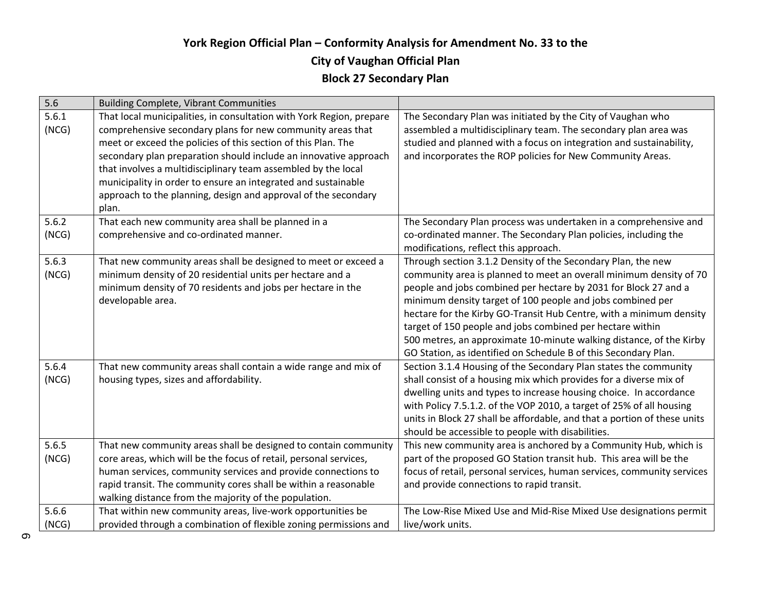# York Region Official Plan – Conformity Analysis for Amendment No. 33 to the City of Vaughan Official Plan

## Block 27 Secondary Plan

| 5.6 | Building Complete, Vibrant Communities | |
|---|---|---|
| 5.6.1 (NCG) | That local municipalities, in consultation with York Region, prepare comprehensive secondary plans for new community areas that meet or exceed the policies of this section of this Plan. The secondary plan preparation should include an innovative approach that involves a multidisciplinary team assembled by the local municipality in order to ensure an integrated and sustainable approach to the planning, design and approval of the secondary plan. | The Secondary Plan was initiated by the City of Vaughan who assembled a multidisciplinary team. The secondary plan area was studied and planned with a focus on integration and sustainability, and incorporates the ROP policies for New Community Areas. |
| 5.6.2 (NCG) | That each new community area shall be planned in a comprehensive and co-ordinated manner. | The Secondary Plan process was undertaken in a comprehensive and co-ordinated manner. The Secondary Plan policies, including the modifications, reflect this approach. |
| 5.6.3 (NCG) | That new community areas shall be designed to meet or exceed a minimum density of 20 residential units per hectare and a minimum density of 70 residents and jobs per hectare in the developable area. | Through section 3.1.2 Density of the Secondary Plan, the new community area is planned to meet an overall minimum density of 70 people and jobs combined per hectare by 2031 for Block 27 and a minimum density target of 100 people and jobs combined per hectare for the Kirby GO-Transit Hub Centre, with a minimum density target of 150 people and jobs combined per hectare within 500 metres, an approximate 10-minute walking distance, of the Kirby GO Station, as identified on Schedule B of this Secondary Plan. |
| 5.6.4 (NCG) | That new community areas shall contain a wide range and mix of housing types, sizes and affordability. | Section 3.1.4 Housing of the Secondary Plan states the community shall consist of a housing mix which provides for a diverse mix of dwelling units and types to increase housing choice. In accordance with Policy 7.5.1.2. of the VOP 2010, a target of 25% of all housing units in Block 27 shall be affordable, and that a portion of these units should be accessible to people with disabilities. |
| 5.6.5 (NCG) | That new community areas shall be designed to contain community core areas, which will be the focus of retail, personal services, human services, community services and provide connections to rapid transit. The community cores shall be within a reasonable walking distance from the majority of the population. | This new community area is anchored by a Community Hub, which is part of the proposed GO Station transit hub. This area will be the focus of retail, personal services, human services, community services and provide connections to rapid transit. |
| 5.6.6 (NCG) | That within new community areas, live-work opportunities be provided through a combination of flexible zoning permissions and | The Low-Rise Mixed Use and Mid-Rise Mixed Use designations permit live/work units. |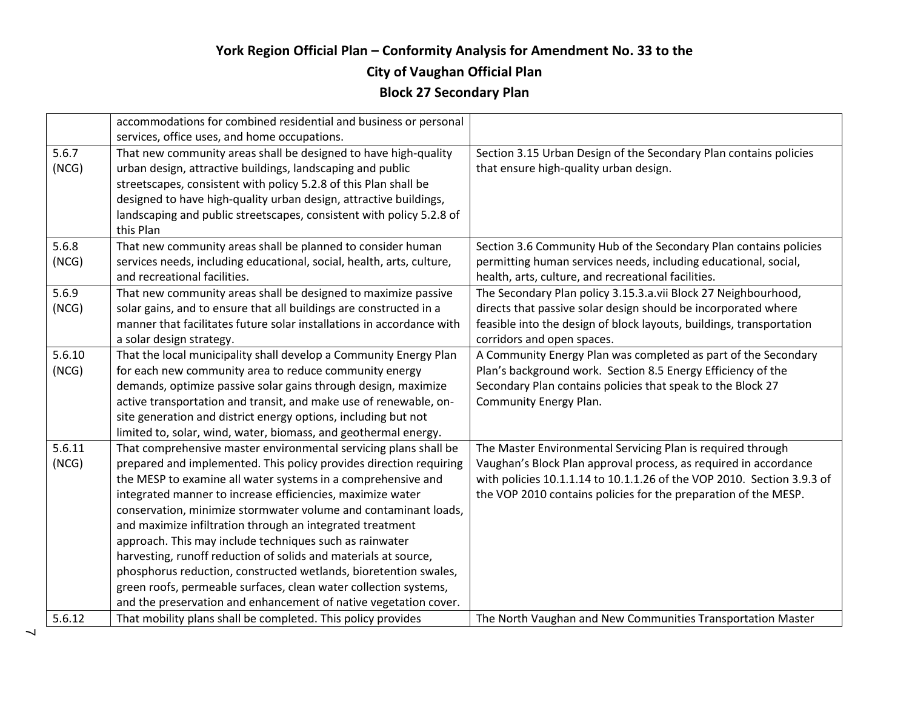# York Region Official Plan – Conformity Analysis for Amendment No. 33 to the City of Vaughan Official Plan

## Block 27 Secondary Plan

| | | |
|---|---|---|
| | accommodations for combined residential and business or personal services, office uses, and home occupations. | |
| 5.6.7 (NCG) | That new community areas shall be designed to have high-quality urban design, attractive buildings, landscaping and public streetscapes, consistent with policy 5.2.8 of this Plan shall be designed to have high-quality urban design, attractive buildings, landscaping and public streetscapes, consistent with policy 5.2.8 of this Plan | Section 3.15 Urban Design of the Secondary Plan contains policies that ensure high-quality urban design. |
| 5.6.8 (NCG) | That new community areas shall be planned to consider human services needs, including educational, social, health, arts, culture, and recreational facilities. | Section 3.6 Community Hub of the Secondary Plan contains policies permitting human services needs, including educational, social, health, arts, culture, and recreational facilities. |
| 5.6.9 (NCG) | That new community areas shall be designed to maximize passive solar gains, and to ensure that all buildings are constructed in a manner that facilitates future solar installations in accordance with a solar design strategy. | The Secondary Plan policy 3.15.3.a.vii Block 27 Neighbourhood, directs that passive solar design should be incorporated where feasible into the design of block layouts, buildings, transportation corridors and open spaces. |
| 5.6.10 (NCG) | That the local municipality shall develop a Community Energy Plan for each new community area to reduce community energy demands, optimize passive solar gains through design, maximize active transportation and transit, and make use of renewable, on-site generation and district energy options, including but not limited to, solar, wind, water, biomass, and geothermal energy. | A Community Energy Plan was completed as part of the Secondary Plan's background work. Section 8.5 Energy Efficiency of the Secondary Plan contains policies that speak to the Block 27 Community Energy Plan. |
| 5.6.11 (NCG) | That comprehensive master environmental servicing plans shall be prepared and implemented. This policy provides direction requiring the MESP to examine all water systems in a comprehensive and integrated manner to increase efficiencies, maximize water conservation, minimize stormwater volume and contaminant loads, and maximize infiltration through an integrated treatment approach. This may include techniques such as rainwater harvesting, runoff reduction of solids and materials at source, phosphorus reduction, constructed wetlands, bioretention swales, green roofs, permeable surfaces, clean water collection systems, and the preservation and enhancement of native vegetation cover. | The Master Environmental Servicing Plan is required through Vaughan's Block Plan approval process, as required in accordance with policies 10.1.1.14 to 10.1.1.26 of the VOP 2010. Section 3.9.3 of the VOP 2010 contains policies for the preparation of the MESP. |
| 5.6.12 | That mobility plans shall be completed. This policy provides | The North Vaughan and New Communities Transportation Master |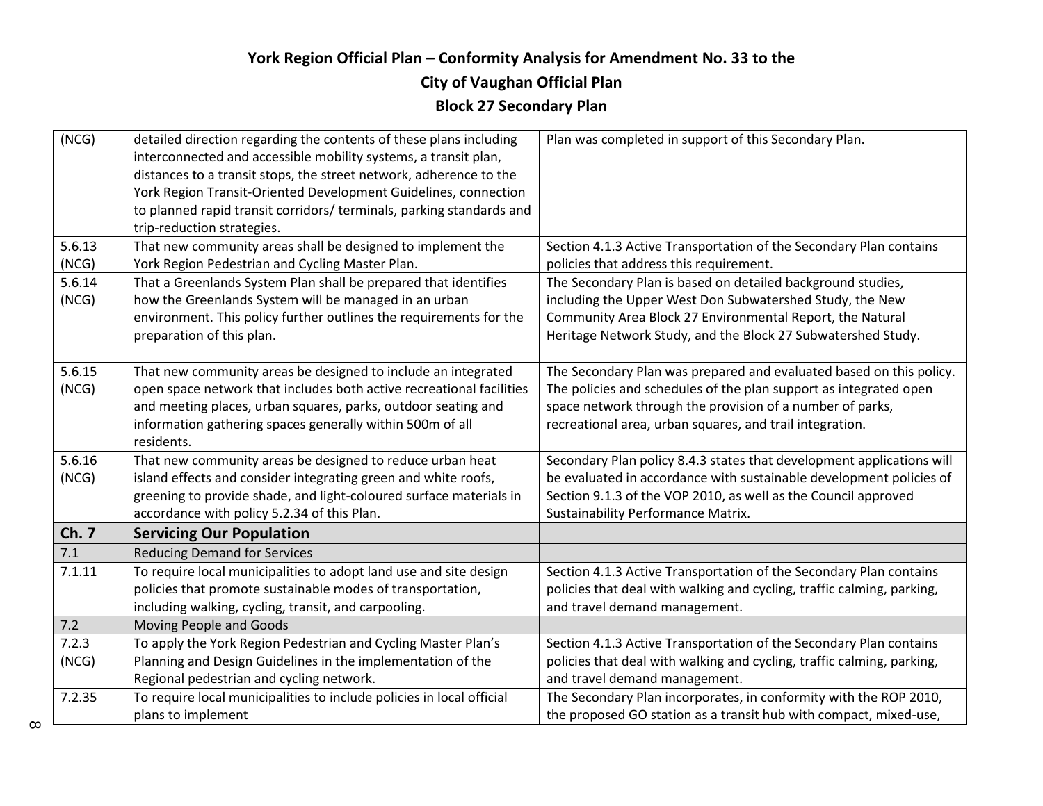# York Region Official Plan – Conformity Analysis for Amendment No. 33 to the City of Vaughan Official Plan
## Block 27 Secondary Plan

| | | |
|---|---|---|
| (NCG) | detailed direction regarding the contents of these plans including interconnected and accessible mobility systems, a transit plan, distances to a transit stops, the street network, adherence to the York Region Transit-Oriented Development Guidelines, connection to planned rapid transit corridors/ terminals, parking standards and trip-reduction strategies. | Plan was completed in support of this Secondary Plan. |
| 5.6.13 (NCG) | That new community areas shall be designed to implement the York Region Pedestrian and Cycling Master Plan. | Section 4.1.3 Active Transportation of the Secondary Plan contains policies that address this requirement. |
| 5.6.14 (NCG) | That a Greenlands System Plan shall be prepared that identifies how the Greenlands System will be managed in an urban environment. This policy further outlines the requirements for the preparation of this plan. | The Secondary Plan is based on detailed background studies, including the Upper West Don Subwatershed Study, the New Community Area Block 27 Environmental Report, the Natural Heritage Network Study, and the Block 27 Subwatershed Study. |
| 5.6.15 (NCG) | That new community areas be designed to include an integrated open space network that includes both active recreational facilities and meeting places, urban squares, parks, outdoor seating and information gathering spaces generally within 500m of all residents. | The Secondary Plan was prepared and evaluated based on this policy. The policies and schedules of the plan support as integrated open space network through the provision of a number of parks, recreational area, urban squares, and trail integration. |
| 5.6.16 (NCG) | That new community areas be designed to reduce urban heat island effects and consider integrating green and white roofs, greening to provide shade, and light-coloured surface materials in accordance with policy 5.2.34 of this Plan. | Secondary Plan policy 8.4.3 states that development applications will be evaluated in accordance with sustainable development policies of Section 9.1.3 of the VOP 2010, as well as the Council approved Sustainability Performance Matrix. |
| **Ch. 7** | **Servicing Our Population** | |
| 7.1 | Reducing Demand for Services | |
| 7.1.11 | To require local municipalities to adopt land use and site design policies that promote sustainable modes of transportation, including walking, cycling, transit, and carpooling. | Section 4.1.3 Active Transportation of the Secondary Plan contains policies that deal with walking and cycling, traffic calming, parking, and travel demand management. |
| 7.2 | Moving People and Goods | |
| 7.2.3 (NCG) | To apply the York Region Pedestrian and Cycling Master Plan's Planning and Design Guidelines in the implementation of the Regional pedestrian and cycling network. | Section 4.1.3 Active Transportation of the Secondary Plan contains policies that deal with walking and cycling, traffic calming, parking, and travel demand management. |
| 7.2.35 | To require local municipalities to include policies in local official plans to implement | The Secondary Plan incorporates, in conformity with the ROP 2010, the proposed GO station as a transit hub with compact, mixed-use, |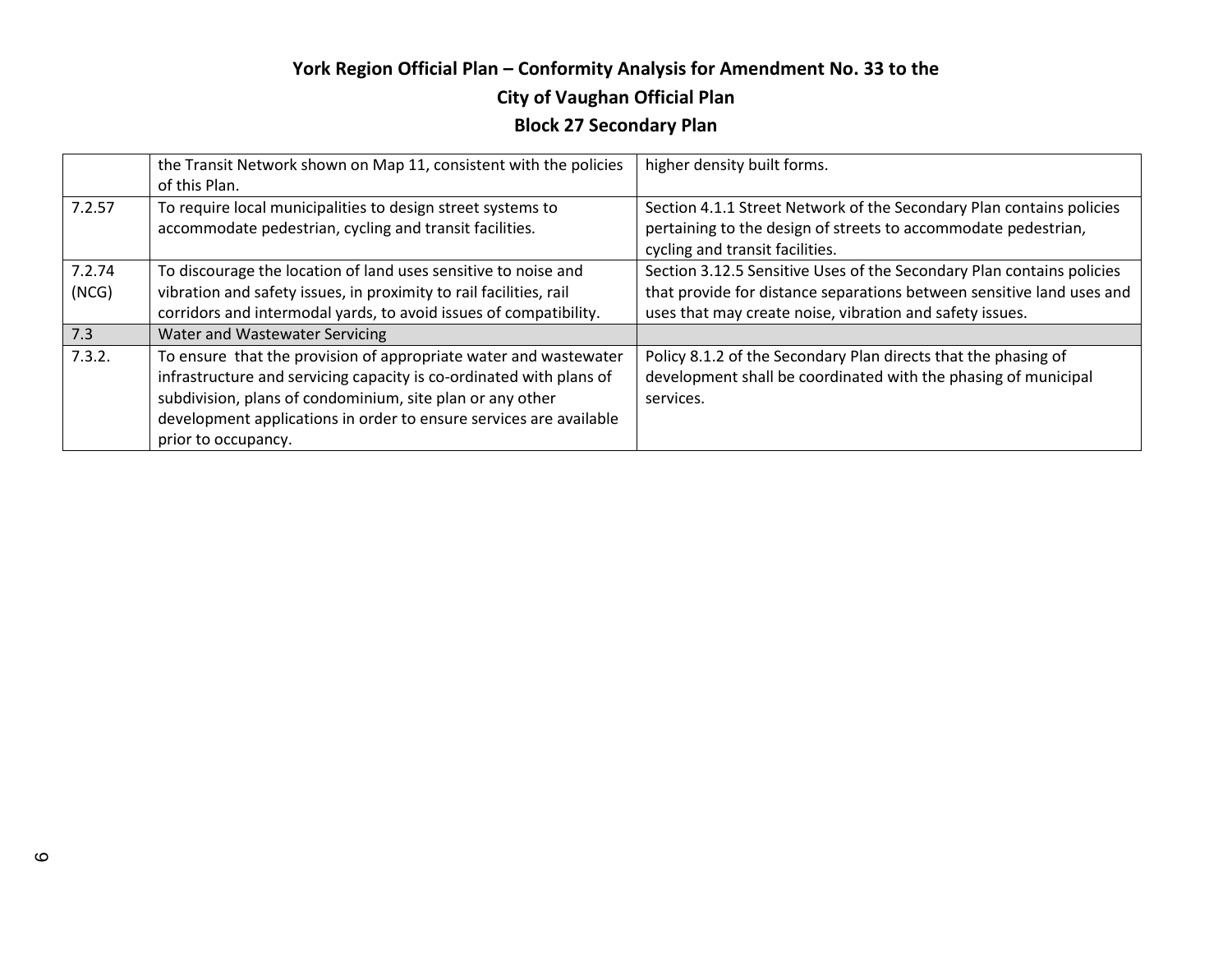# York Region Official Plan – Conformity Analysis for Amendment No. 33 to the City of Vaughan Official Plan Block 27 Secondary Plan

| | | |
|---|---|---|
| | the Transit Network shown on Map 11, consistent with the policies of this Plan. | higher density built forms. |
| 7.2.57 | To require local municipalities to design street systems to accommodate pedestrian, cycling and transit facilities. | Section 4.1.1 Street Network of the Secondary Plan contains policies pertaining to the design of streets to accommodate pedestrian, cycling and transit facilities. |
| 7.2.74 (NCG) | To discourage the location of land uses sensitive to noise and vibration and safety issues, in proximity to rail facilities, rail corridors and intermodal yards, to avoid issues of compatibility. | Section 3.12.5 Sensitive Uses of the Secondary Plan contains policies that provide for distance separations between sensitive land uses and uses that may create noise, vibration and safety issues. |
| 7.3 | Water and Wastewater Servicing | |
| 7.3.2. | To ensure that the provision of appropriate water and wastewater infrastructure and servicing capacity is co-ordinated with plans of subdivision, plans of condominium, site plan or any other development applications in order to ensure services are available prior to occupancy. | Policy 8.1.2 of the Secondary Plan directs that the phasing of development shall be coordinated with the phasing of municipal services. |